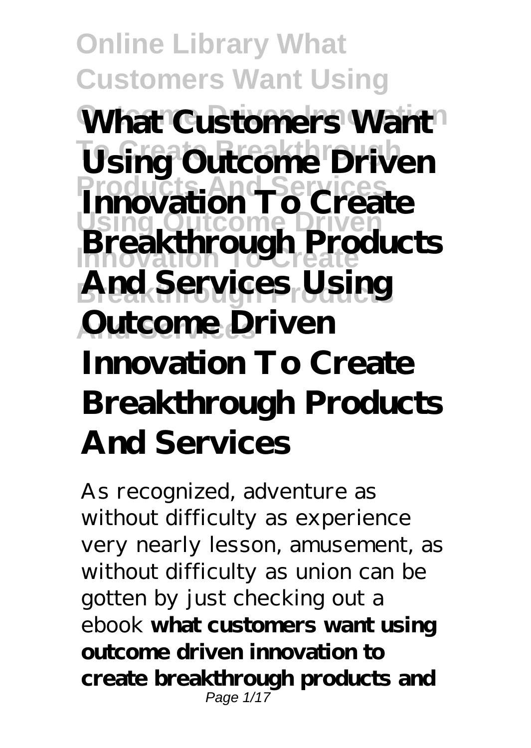# What Customers Want Using Outcome Driven Innovation To Create Breakthrough Products And Services Using Outcome Driven Innovation To Create Breakthrough Products And Services

As recognized, adventure as without difficulty as experience very nearly lesson, amusement, as without difficulty as union can be gotten by just checking out a ebook **what customers want using outcome driven innovation to create breakthrough products and**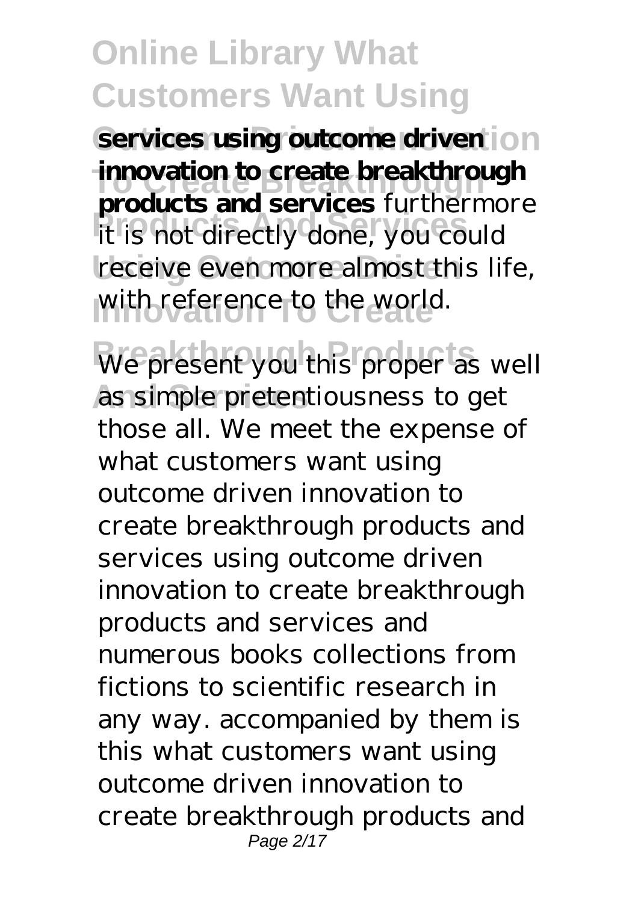**services using outcome driven innovation to create breakthrough products and services** furthermore it is not directly done, you could receive even more almost this life, with reference to the world.

We present you this proper as well as simple pretentiousness to get those all. We meet the expense of what customers want using outcome driven innovation to create breakthrough products and services using outcome driven innovation to create breakthrough products and services and numerous books collections from fictions to scientific research in any way. accompanied by them is this what customers want using outcome driven innovation to create breakthrough products and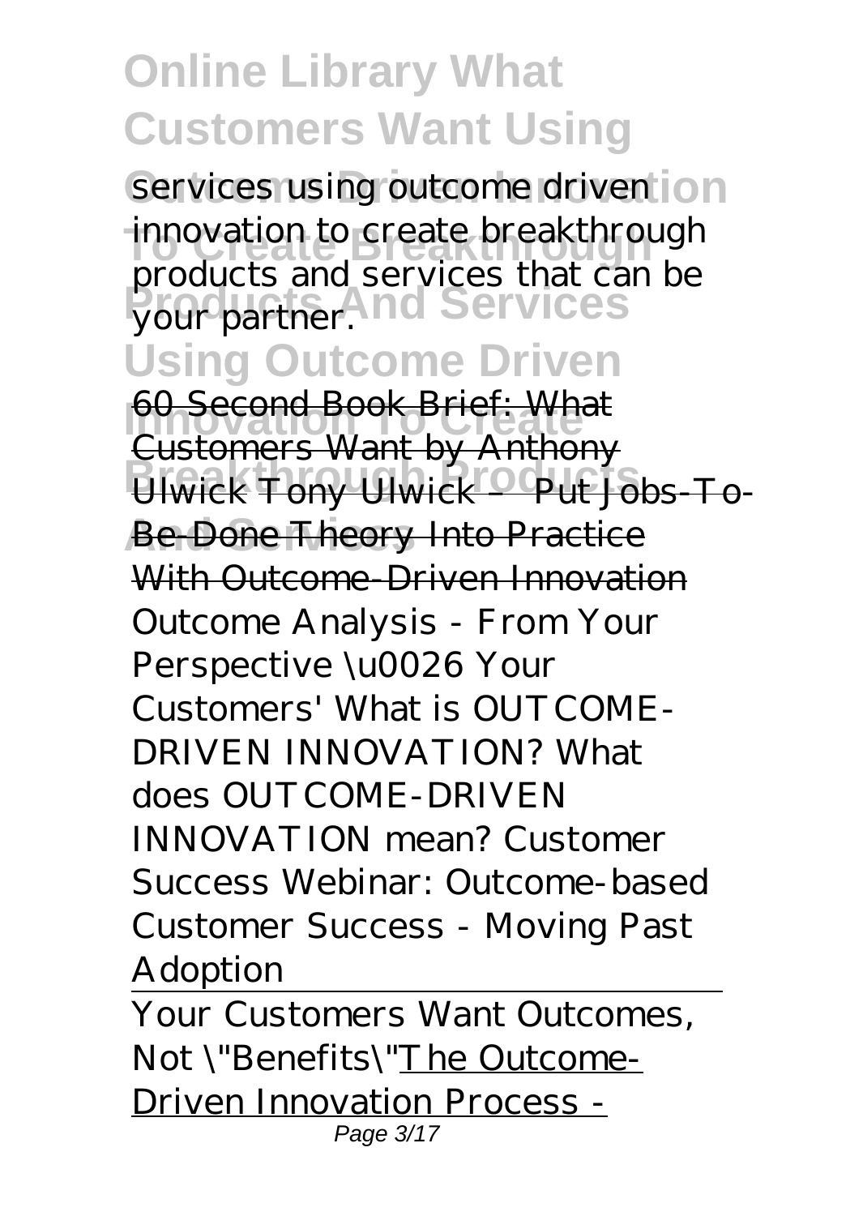services using outcome driven innovation to create breakthrough products and services that can be your partner.

60 Second Book Brief: What Customers Want by Anthony Ulwick Tony Ulwick – Put Jobs-To-Be-Done Theory Into Practice With Outcome-Driven Innovation *Outcome Analysis - From Your Perspective \u0026 Your Customers' What is OUTCOME-DRIVEN INNOVATION? What does OUTCOME-DRIVEN INNOVATION mean? Customer Success Webinar: Outcome-based Customer Success - Moving Past Adoption*

Your Customers Want Outcomes, Not \"Benefits\"The Outcome-Driven Innovation Process -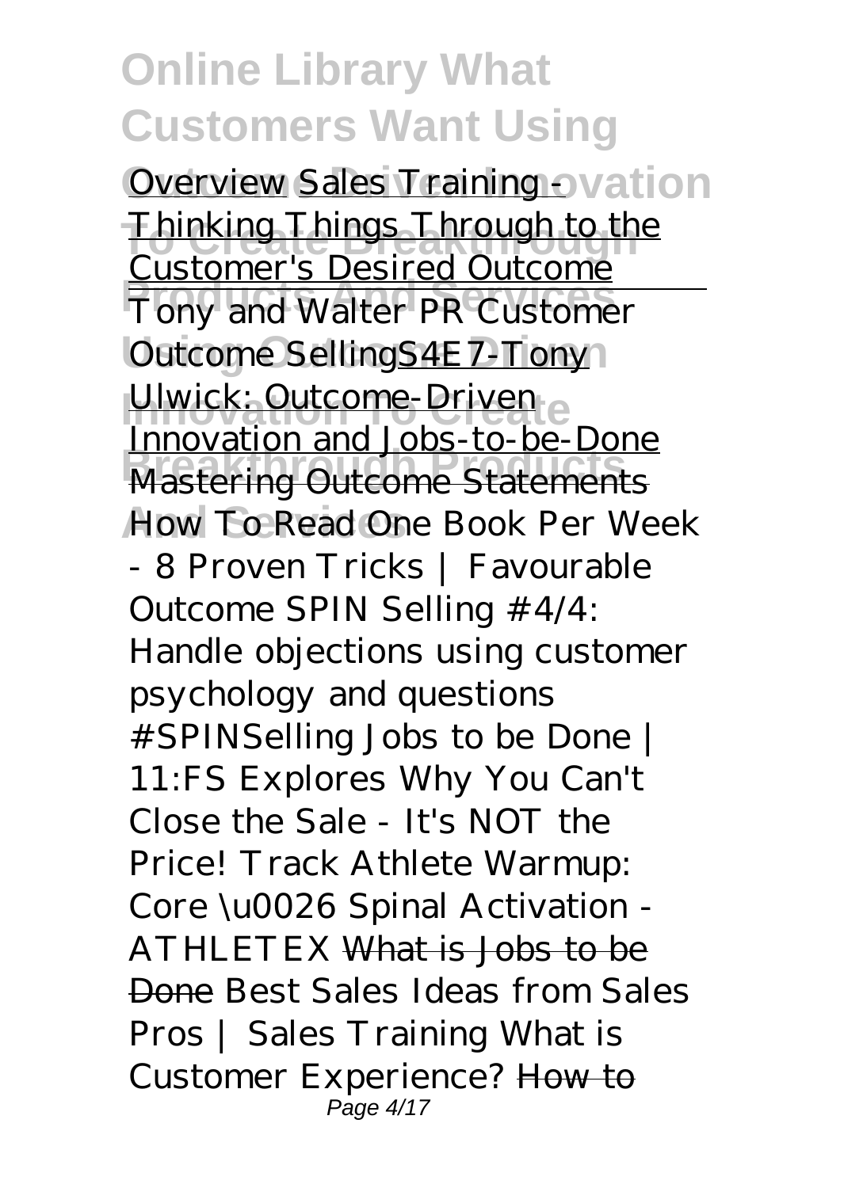Overview Sales Training - Thinking Things Through to the Customer's Desired Outcome

Tony and Walter PR Customer Outcome Selling S4E7-Tony Ulwick: Outcome-Driven Innovation and Jobs-to-be-Done Mastering Outcome Statements How To Read One Book Per Week - 8 Proven Tricks | Favourable Outcome SPIN Selling #4/4: Handle objections using customer psychology and questions #SPINSelling Jobs to be Done | 11:FS Explores Why You Can't Close the Sale - It's NOT the Price! Track Athlete Warmup: Core \u0026 Spinal Activation - ATHLETEX What is Jobs to be Done Best Sales Ideas from Sales Pros | Sales Training What is Customer Experience? How to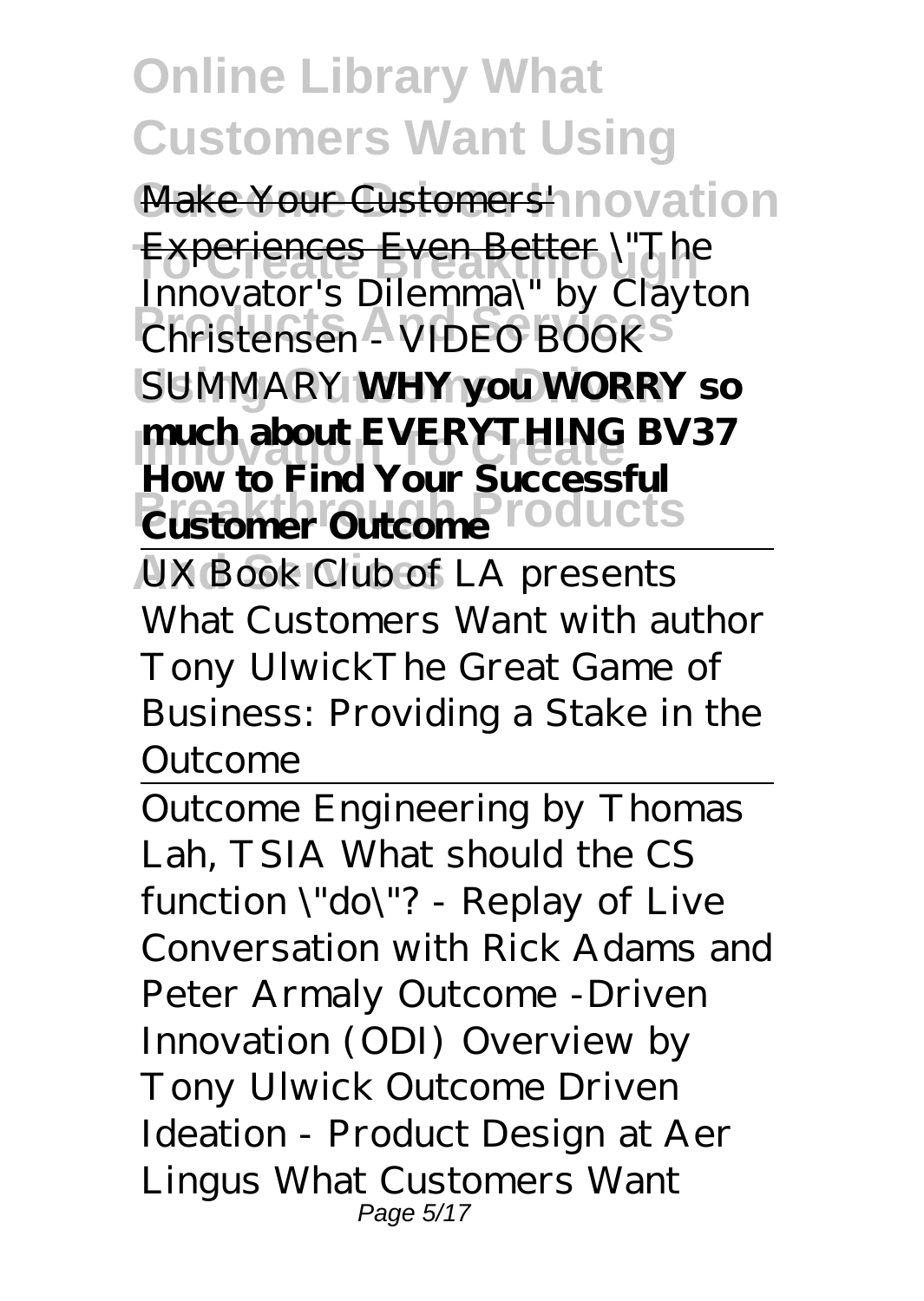Make Your Customers' Experiences Even Better *"The Innovator's Dilemma" by Clayton Christensen - VIDEO BOOK SUMMARY* **WHY you WORRY so much about EVERYTHING BV37** **How to Find Your Successful Customer Outcome**

UX Book Club of LA presents What Customers Want with author Tony Ulwick*The Great Game of Business: Providing a Stake in the Outcome*

Outcome Engineering by Thomas Lah, TSIA *What should the CS function "do"? - Replay of Live Conversation with Rick Adams and Peter Armaly* *Outcome -Driven Innovation (ODI) Overview by Tony Ulwick* *Outcome Driven Ideation - Product Design at Aer Lingus* What Customers Want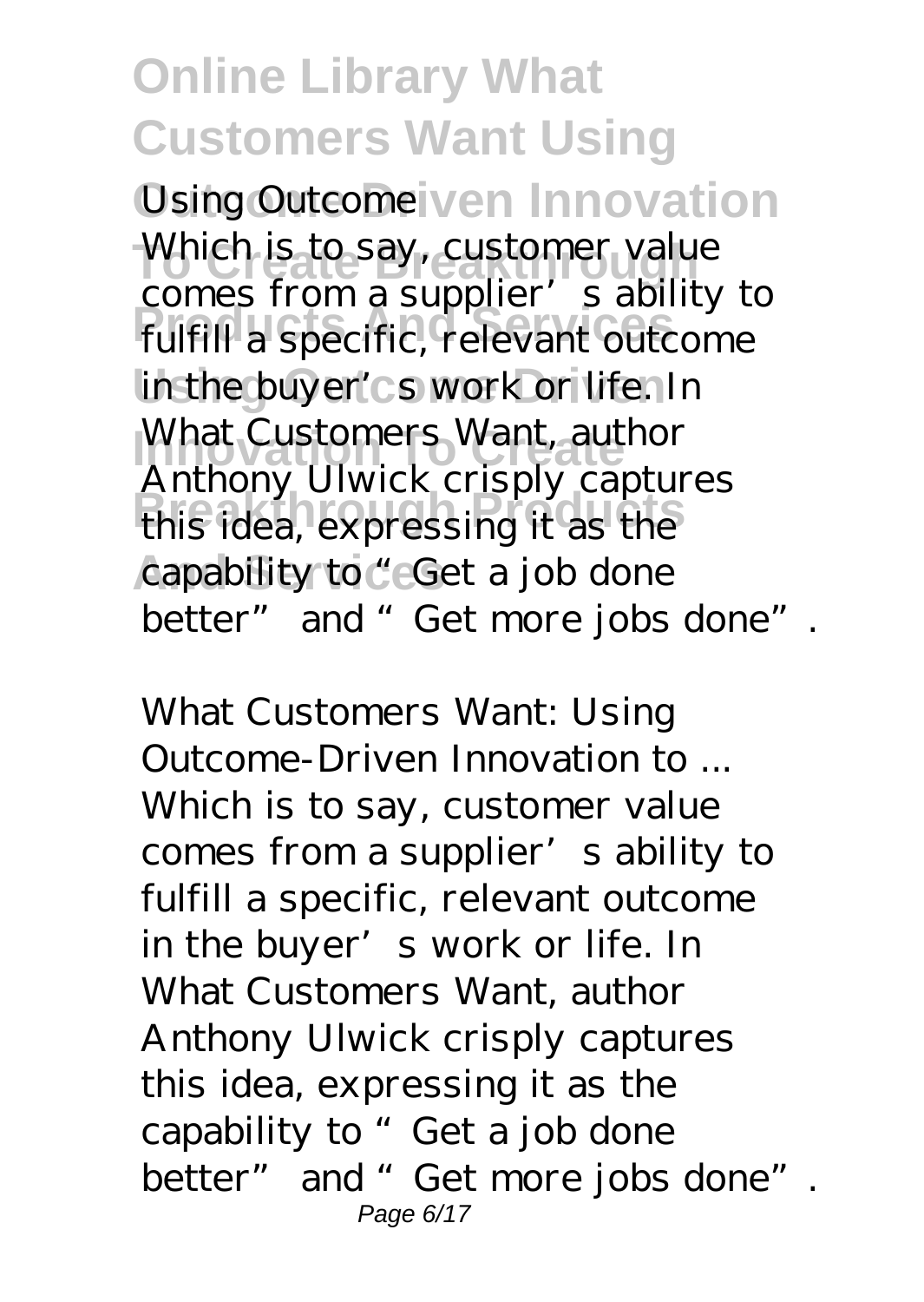Using Outcome Driven Innovation

Which is to say, customer value comes from a supplier's ability to fulfill a specific, relevant outcome in the buyer's work or life. In What Customers Want, author Anthony Ulwick crisply captures this idea, expressing it as the capability to "Get a job done better" and "Get more jobs done".

*What Customers Want: Using Outcome-Driven Innovation to ...*
Which is to say, customer value comes from a supplier's ability to fulfill a specific, relevant outcome in the buyer's work or life. In What Customers Want, author Anthony Ulwick crisply captures this idea, expressing it as the capability to "Get a job done better" and "Get more jobs done".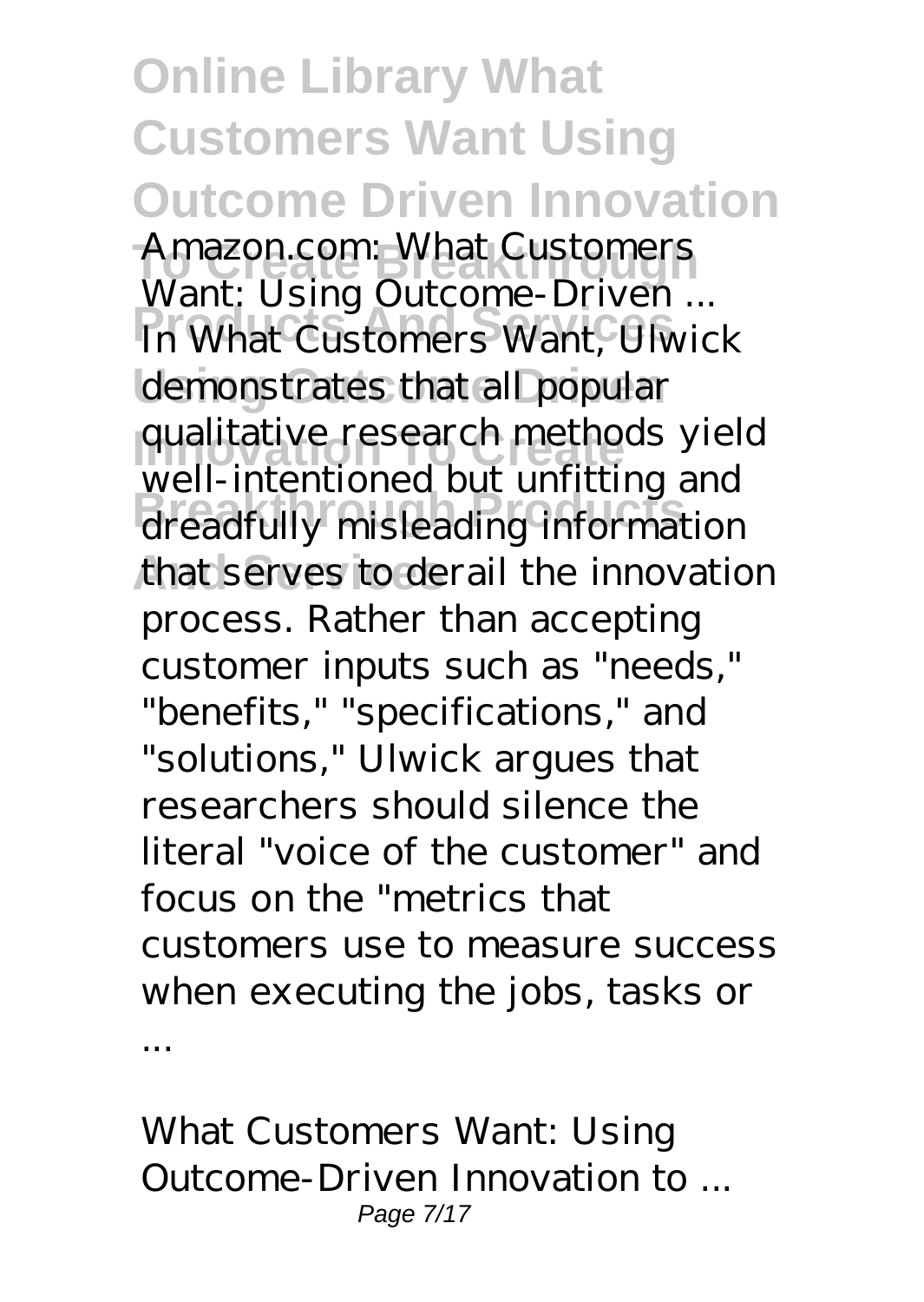*Amazon.com: What Customers Want: Using Outcome-Driven ...*

In What Customers Want, Ulwick demonstrates that all popular qualitative research methods yield well-intentioned but unfitting and dreadfully misleading information that serves to derail the innovation process. Rather than accepting customer inputs such as "needs," "benefits," "specifications," and "solutions," Ulwick argues that researchers should silence the literal "voice of the customer" and focus on the "metrics that customers use to measure success when executing the jobs, tasks or ...

*What Customers Want: Using Outcome-Driven Innovation to ...*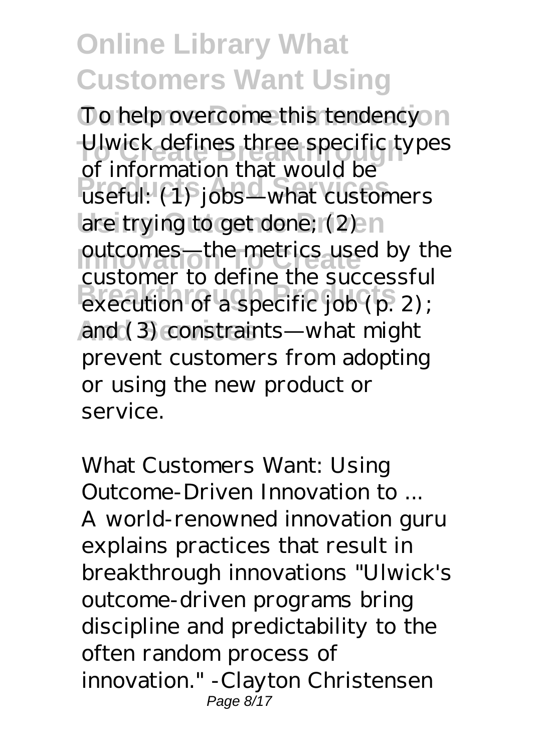To help overcome this tendency Ulwick defines three specific types of information that would be useful: (1) jobs—what customers are trying to get done; (2) outcomes—the metrics used by the customer to define the successful execution of a specific job (p. 2); and (3) constraints—what might prevent customers from adopting or using the new product or service.

*What Customers Want: Using Outcome-Driven Innovation to ...*

A world-renowned innovation guru explains practices that result in breakthrough innovations "Ulwick's outcome-driven programs bring discipline and predictability to the often random process of innovation." -Clayton Christensen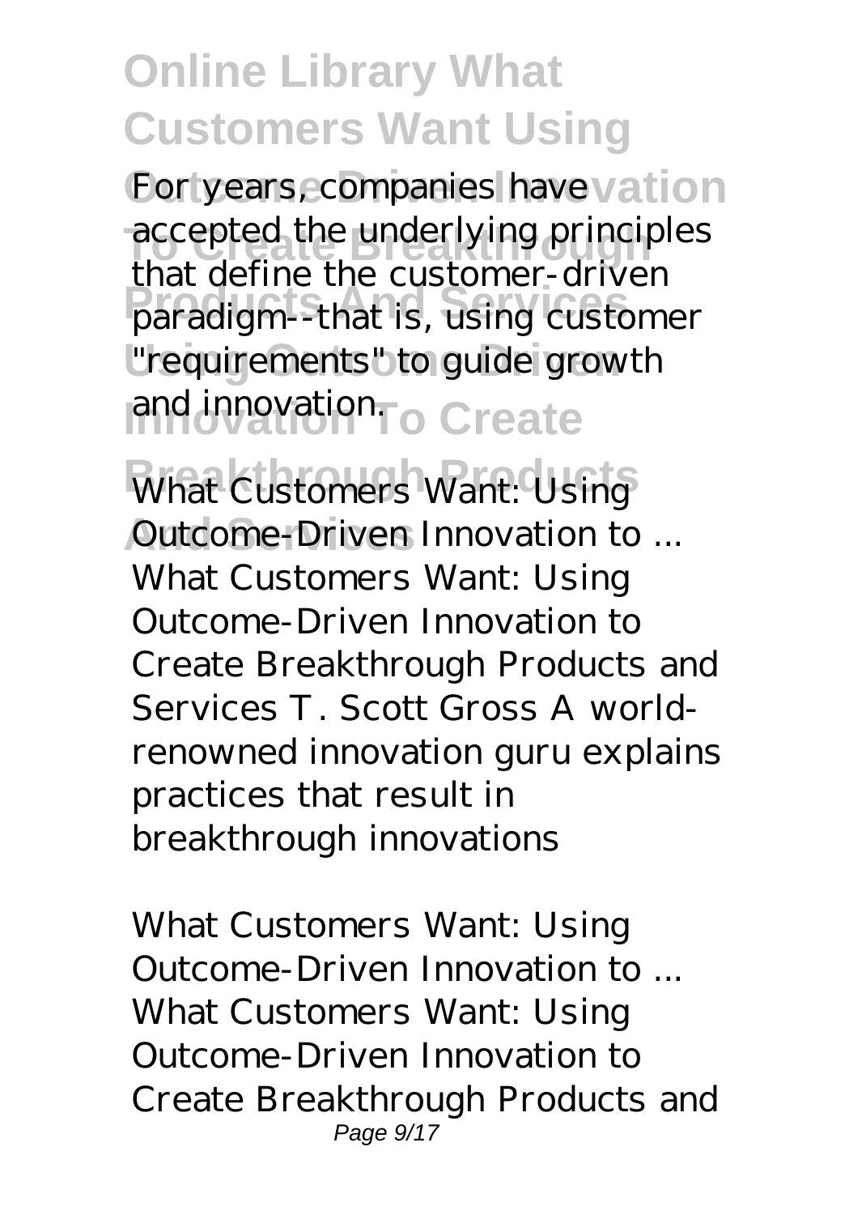For years, companies have accepted the underlying principles that define the customer-driven paradigm--that is, using customer "requirements" to guide growth and innovation.

*What Customers Want: Using Outcome-Driven Innovation to ...*

What Customers Want: Using Outcome-Driven Innovation to Create Breakthrough Products and Services T. Scott Gross A world-renowned innovation guru explains practices that result in breakthrough innovations

*What Customers Want: Using Outcome-Driven Innovation to ...*

What Customers Want: Using Outcome-Driven Innovation to Create Breakthrough Products and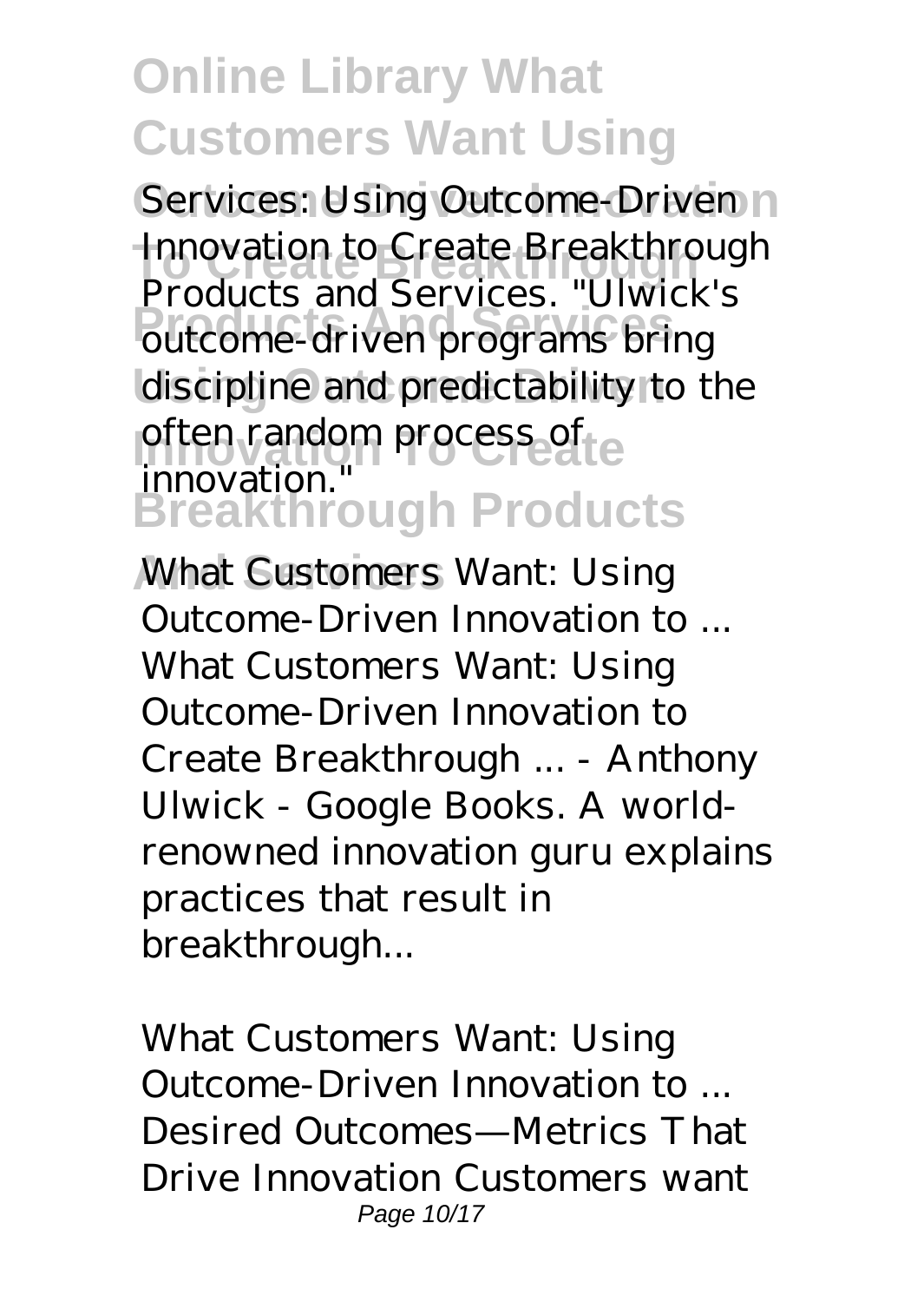Services: Using Outcome-Driven Innovation to Create Breakthrough Products and Services. "Ulwick's outcome-driven programs bring discipline and predictability to the often random process of innovation."

*What Customers Want: Using Outcome-Driven Innovation to ...*
What Customers Want: Using Outcome-Driven Innovation to Create Breakthrough ... - Anthony Ulwick - Google Books. A world-renowned innovation guru explains practices that result in breakthrough...

*What Customers Want: Using Outcome-Driven Innovation to ...*
Desired Outcomes—Metrics That Drive Innovation Customers want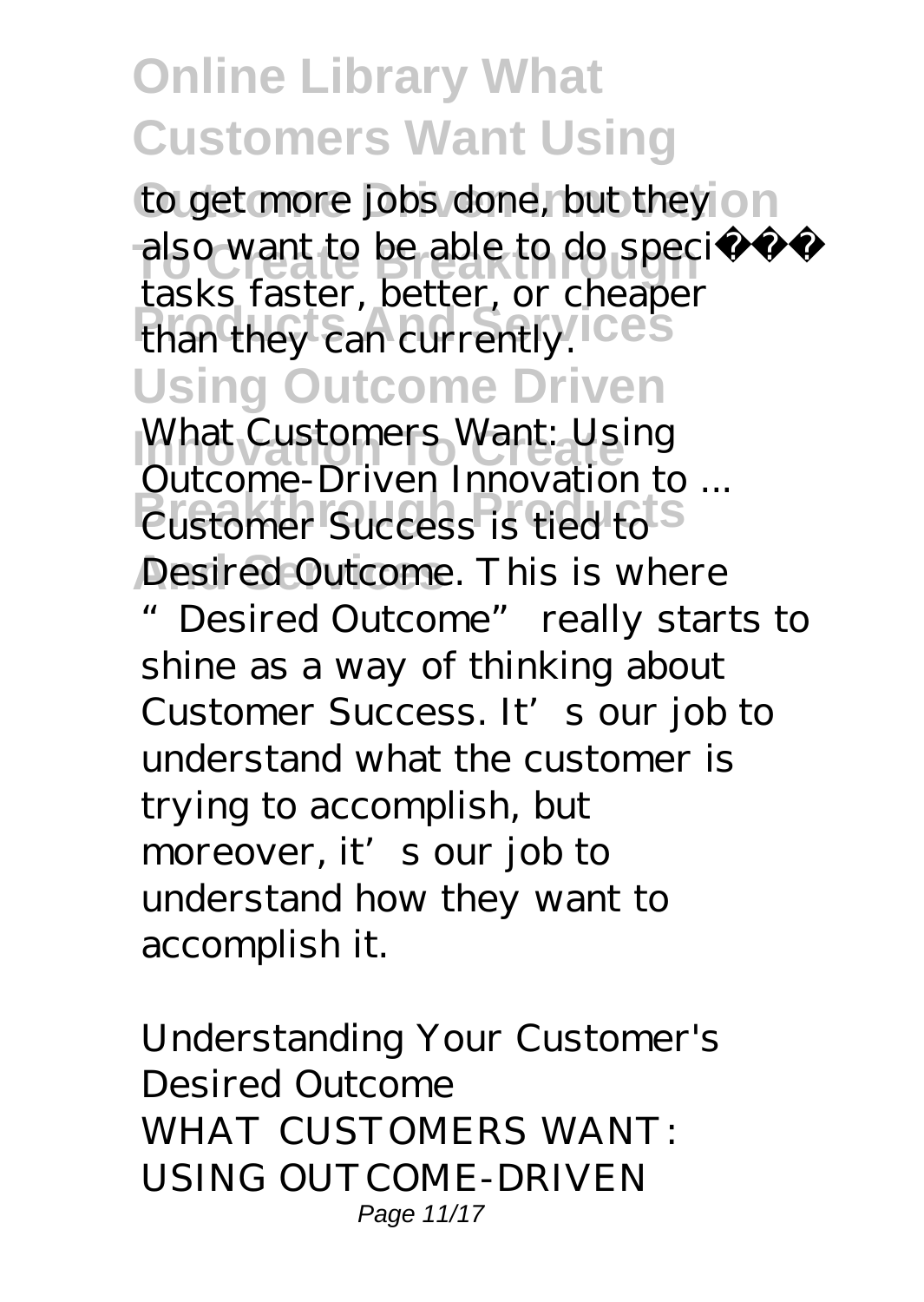to get more jobs done, but they also want to be able to do specific tasks faster, better, or cheaper than they can currently.

*What Customers Want: Using Outcome-Driven Innovation to ...*

Customer Success is tied to Desired Outcome. This is where "Desired Outcome" really starts to shine as a way of thinking about Customer Success. It's our job to understand what the customer is trying to accomplish, but moreover, it's our job to understand how they want to accomplish it.

*Understanding Your Customer's Desired Outcome*

WHAT CUSTOMERS WANT: USING OUTCOME-DRIVEN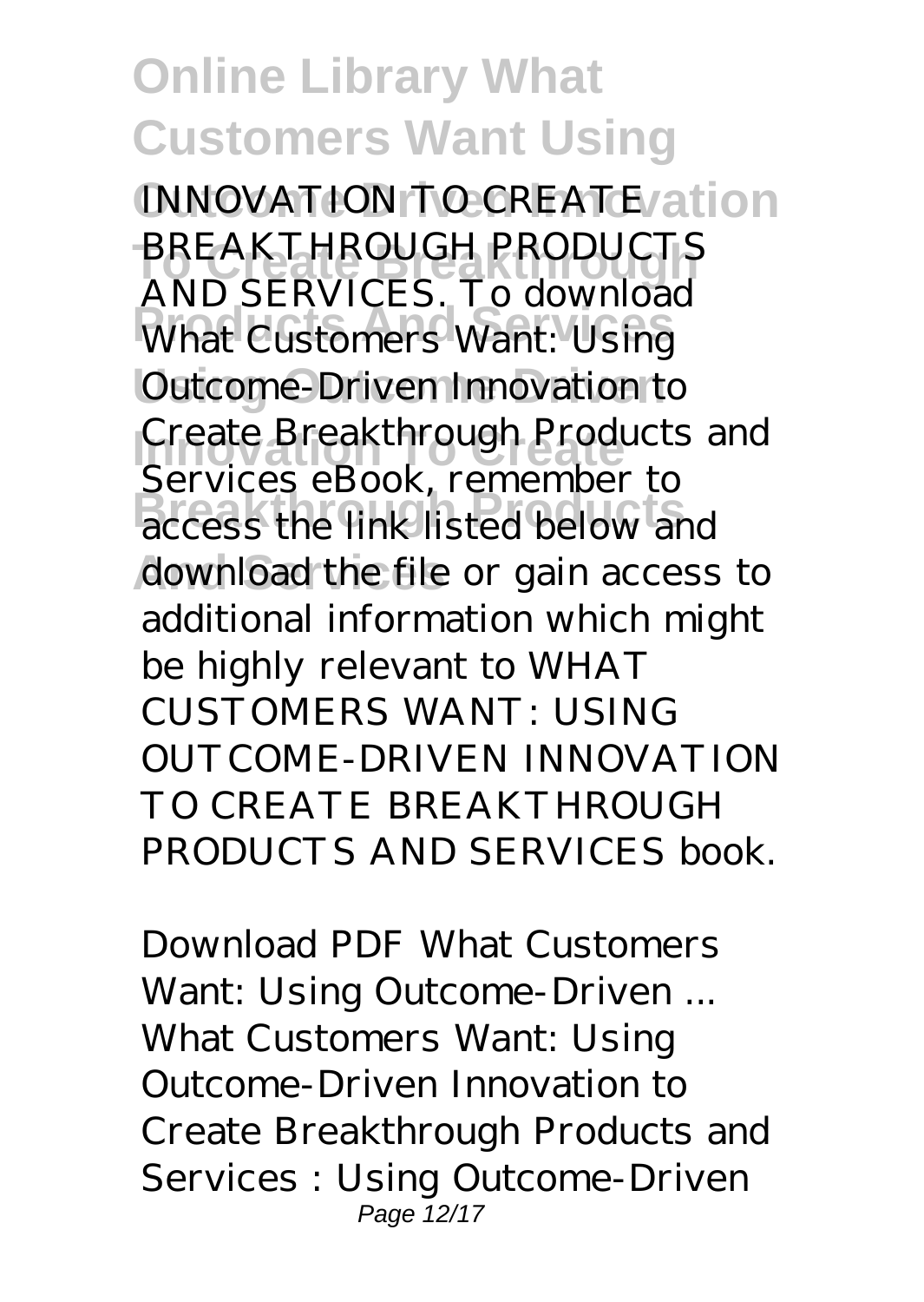INNOVATION TO CREATE BREAKTHROUGH PRODUCTS AND SERVICES. To download What Customers Want: Using Outcome-Driven Innovation to Create Breakthrough Products and Services eBook, remember to access the link listed below and download the file or gain access to additional information which might be highly relevant to WHAT CUSTOMERS WANT: USING OUTCOME-DRIVEN INNOVATION TO CREATE BREAKTHROUGH PRODUCTS AND SERVICES book.

*Download PDF What Customers Want: Using Outcome-Driven ...*
What Customers Want: Using Outcome-Driven Innovation to Create Breakthrough Products and Services : Using Outcome-Driven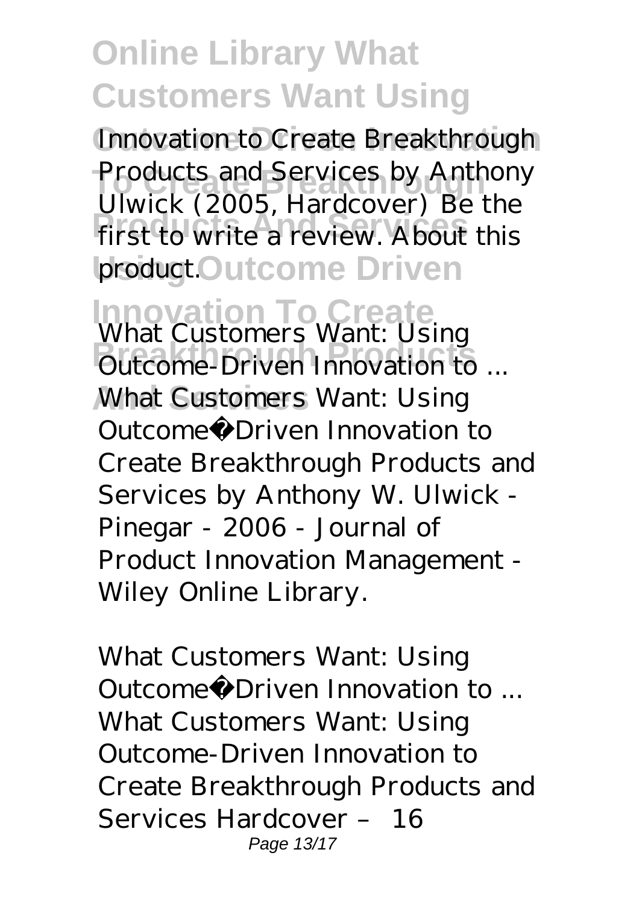Innovation to Create Breakthrough Products and Services by Anthony Ulwick (2005, Hardcover) Be the first to write a review. About this product.

*What Customers Want: Using Outcome-Driven Innovation to ...*

What Customers Want: Using Outcome‐Driven Innovation to Create Breakthrough Products and Services by Anthony W. Ulwick - Pinegar - 2006 - Journal of Product Innovation Management - Wiley Online Library.

*What Customers Want: Using Outcome‐Driven Innovation to ...*

What Customers Want: Using Outcome-Driven Innovation to Create Breakthrough Products and Services Hardcover – 16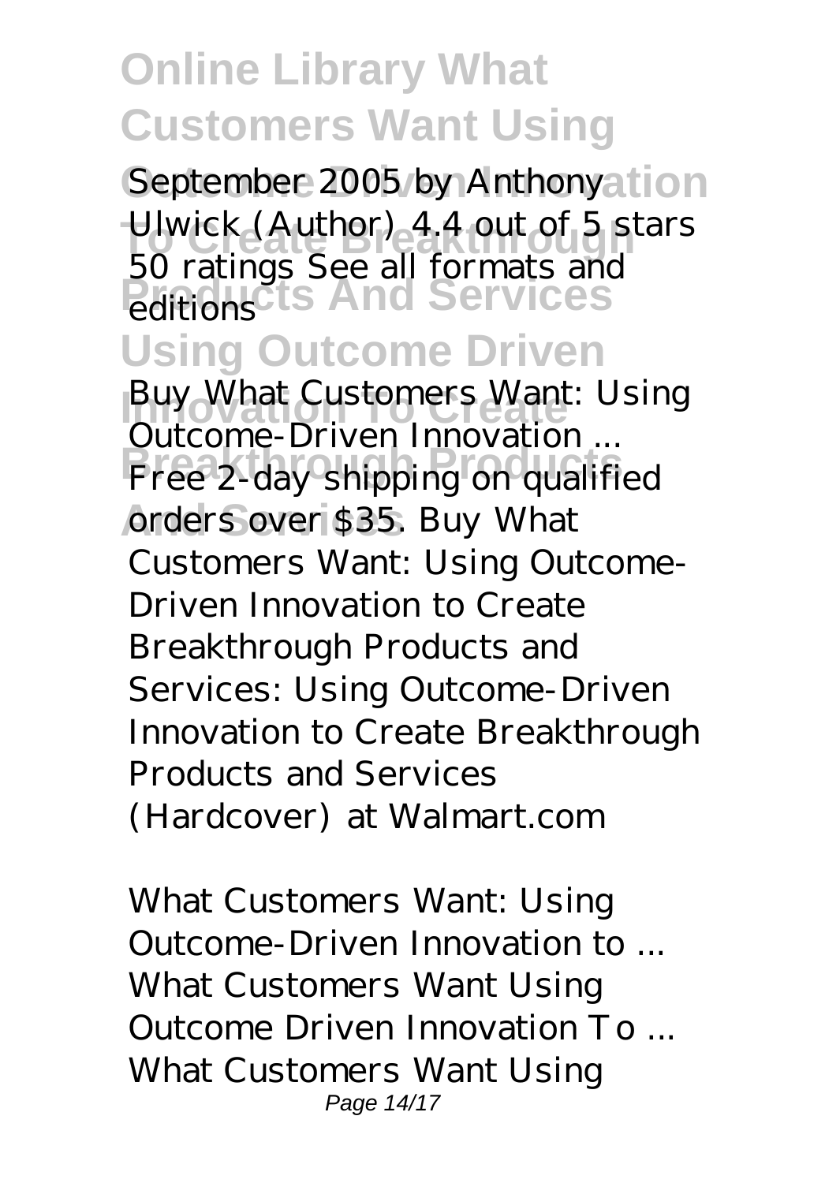September 2005 by Anthony Ulwick (Author) 4.4 out of 5 stars 50 ratings See all formats and editions

*Buy What Customers Want: Using Outcome-Driven Innovation ...*

Free 2-day shipping on qualified orders over $35. Buy What Customers Want: Using Outcome-Driven Innovation to Create Breakthrough Products and Services: Using Outcome-Driven Innovation to Create Breakthrough Products and Services (Hardcover) at Walmart.com

*What Customers Want: Using Outcome-Driven Innovation to ...*

What Customers Want Using Outcome Driven Innovation To ... What Customers Want Using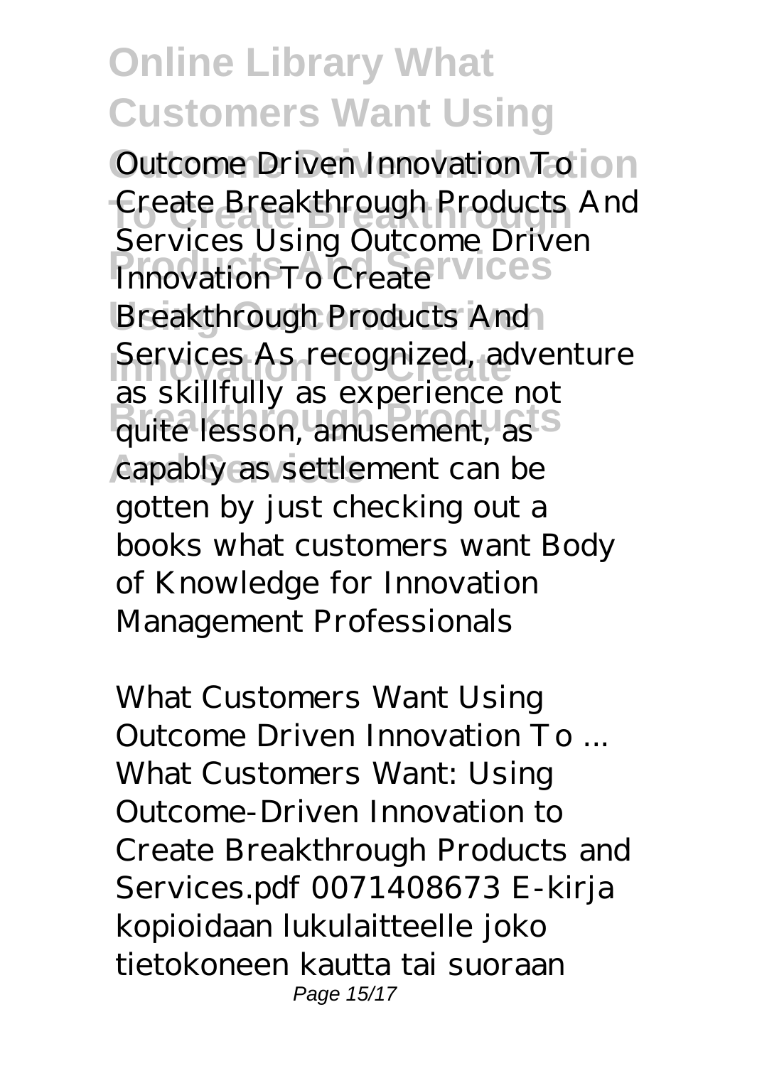*Outcome Driven Innovation To Create Breakthrough Products And Services Using Outcome Driven Innovation To Create Breakthrough Products And Services* As recognized, adventure as skillfully as experience not quite lesson, amusement, as capably as settlement can be gotten by just checking out a books what customers want Body of Knowledge for Innovation Management Professionals

*What Customers Want Using Outcome Driven Innovation To ...*

What Customers Want: Using Outcome-Driven Innovation to Create Breakthrough Products and Services.pdf 0071408673 E-kirja kopioidaan lukulaitteelle joko tietokoneen kautta tai suoraan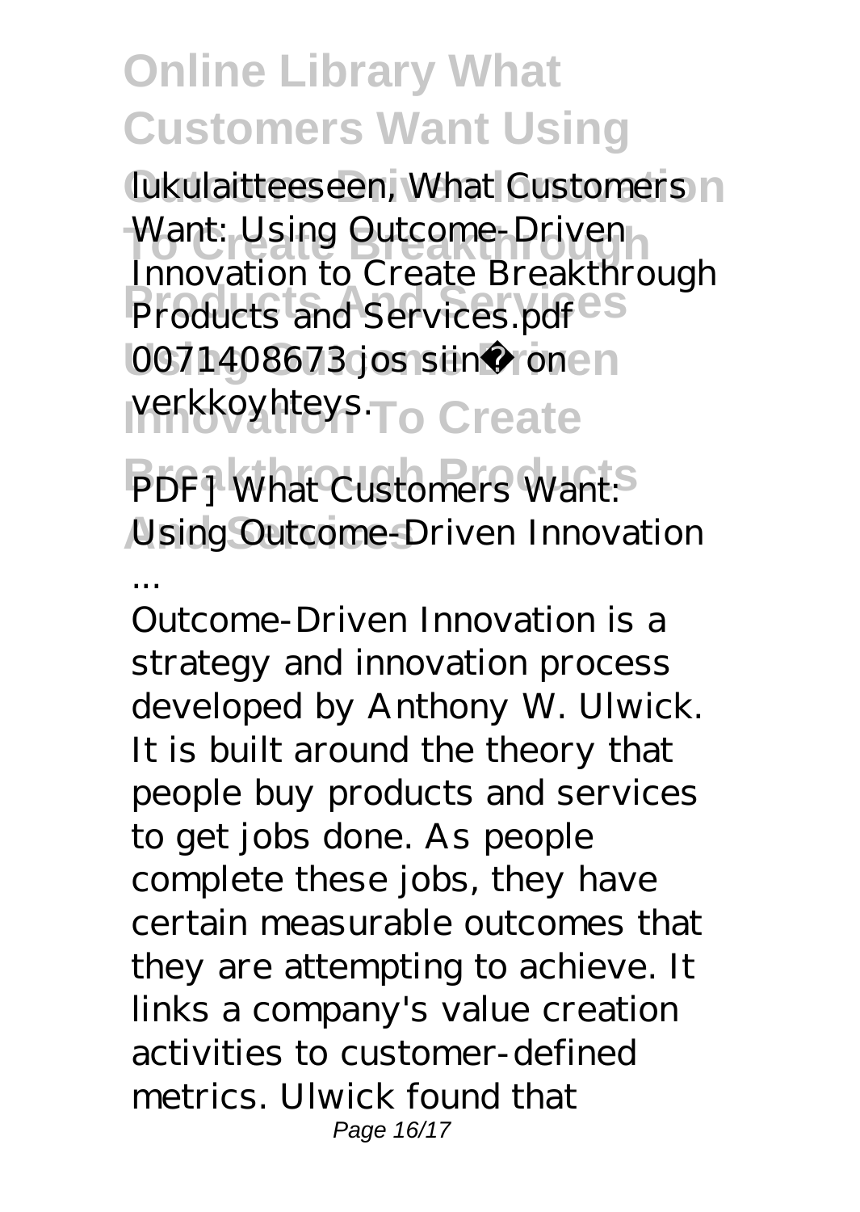lukulaitteeseen, What Customers Want: Using Outcome-Driven Innovation to Create Breakthrough Products and Services.pdf 0071408673 jos siinä on verkkoyhteys.

## PDF] What Customers Want: Using Outcome-Driven Innovation ...

Outcome-Driven Innovation is a strategy and innovation process developed by Anthony W. Ulwick. It is built around the theory that people buy products and services to get jobs done. As people complete these jobs, they have certain measurable outcomes that they are attempting to achieve. It links a company's value creation activities to customer-defined metrics. Ulwick found that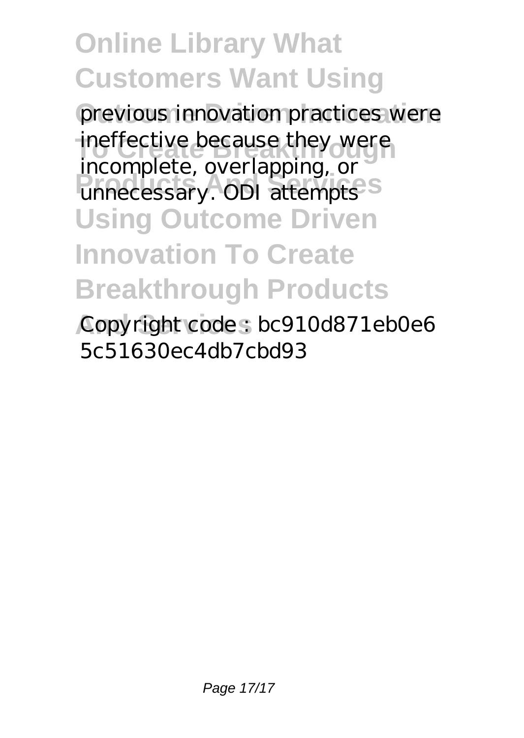previous innovation practices were ineffective because they were incomplete, overlapping, or unnecessary. ODI attempts

Copyright code : bc910d871eb0e65c51630ec4db7cbd93